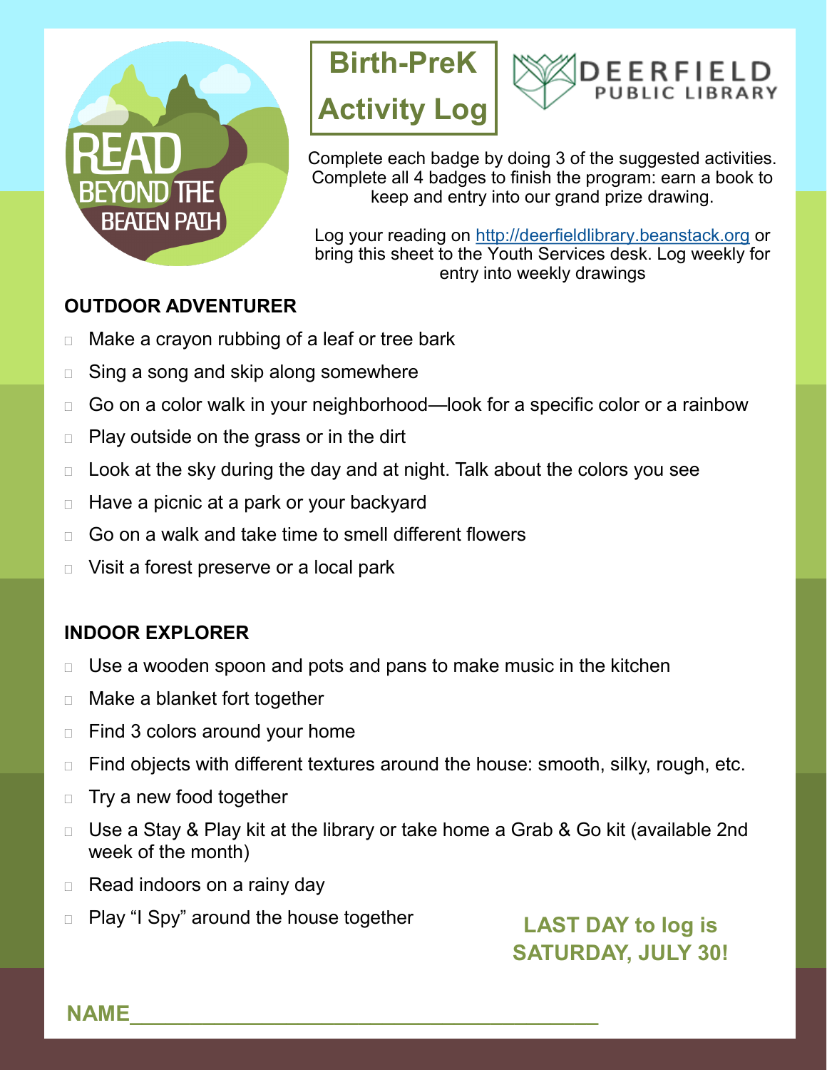READ BEYOND THE BEATEN PATH

# Birth-PreK Activity Log

DEERFIELD PUBLIC LIBRARY

Complete each badge by doing 3 of the suggested activities. Complete all 4 badges to finish the program: earn a book to keep and entry into our grand prize drawing.

Log your reading on http://deerfieldlibrary.beanstack.org or bring this sheet to the Youth Services desk. Log weekly for entry into weekly drawings

## OUTDOOR ADVENTURER

- ☐ Make a crayon rubbing of a leaf or tree bark
- ☐ Sing a song and skip along somewhere
- ☐ Go on a color walk in your neighborhood—look for a specific color or a rainbow
- ☐ Play outside on the grass or in the dirt
- ☐ Look at the sky during the day and at night. Talk about the colors you see
- ☐ Have a picnic at a park or your backyard
- ☐ Go on a walk and take time to smell different flowers
- ☐ Visit a forest preserve or a local park

## INDOOR EXPLORER

- ☐ Use a wooden spoon and pots and pans to make music in the kitchen
- ☐ Make a blanket fort together
- ☐ Find 3 colors around your home
- ☐ Find objects with different textures around the house: smooth, silky, rough, etc.
- ☐ Try a new food together
- ☐ Use a Stay & Play kit at the library or take home a Grab & Go kit (available 2nd week of the month)
- ☐ Read indoors on a rainy day
- ☐ Play "I Spy" around the house together

**LAST DAY to log is SATURDAY, JULY 30!**

**NAME**________________________________________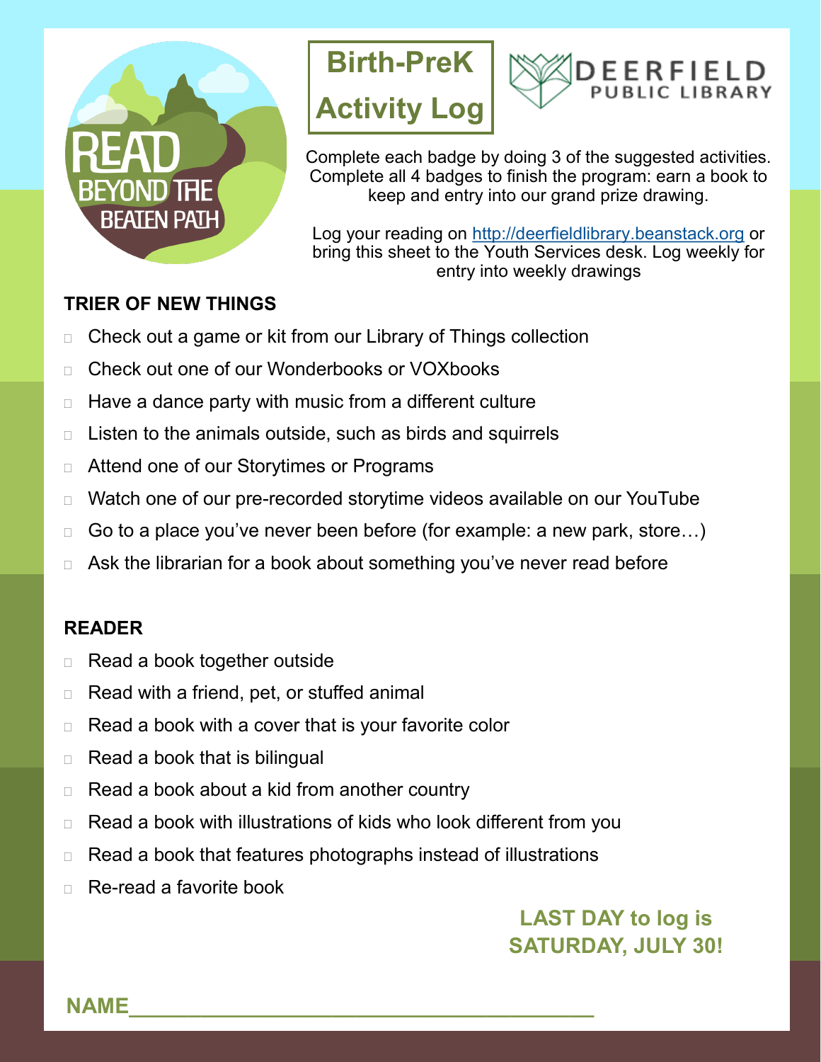READ BEYOND THE BEATEN PATH

# Birth-PreK Activity Log

DEERFIELD PUBLIC LIBRARY

Complete each badge by doing 3 of the suggested activities. Complete all 4 badges to finish the program: earn a book to keep and entry into our grand prize drawing.

Log your reading on http://deerfieldlibrary.beanstack.org or bring this sheet to the Youth Services desk. Log weekly for entry into weekly drawings

## TRIER OF NEW THINGS

- ☐ Check out a game or kit from our Library of Things collection
- ☐ Check out one of our Wonderbooks or VOXbooks
- ☐ Have a dance party with music from a different culture
- ☐ Listen to the animals outside, such as birds and squirrels
- ☐ Attend one of our Storytimes or Programs
- ☐ Watch one of our pre-recorded storytime videos available on our YouTube
- ☐ Go to a place you've never been before (for example: a new park, store…)
- ☐ Ask the librarian for a book about something you've never read before

## READER

- ☐ Read a book together outside
- ☐ Read with a friend, pet, or stuffed animal
- ☐ Read a book with a cover that is your favorite color
- ☐ Read a book that is bilingual
- ☐ Read a book about a kid from another country
- ☐ Read a book with illustrations of kids who look different from you
- ☐ Read a book that features photographs instead of illustrations
- ☐ Re-read a favorite book

**LAST DAY to log is SATURDAY, JULY 30!**

**NAME**________________________________________